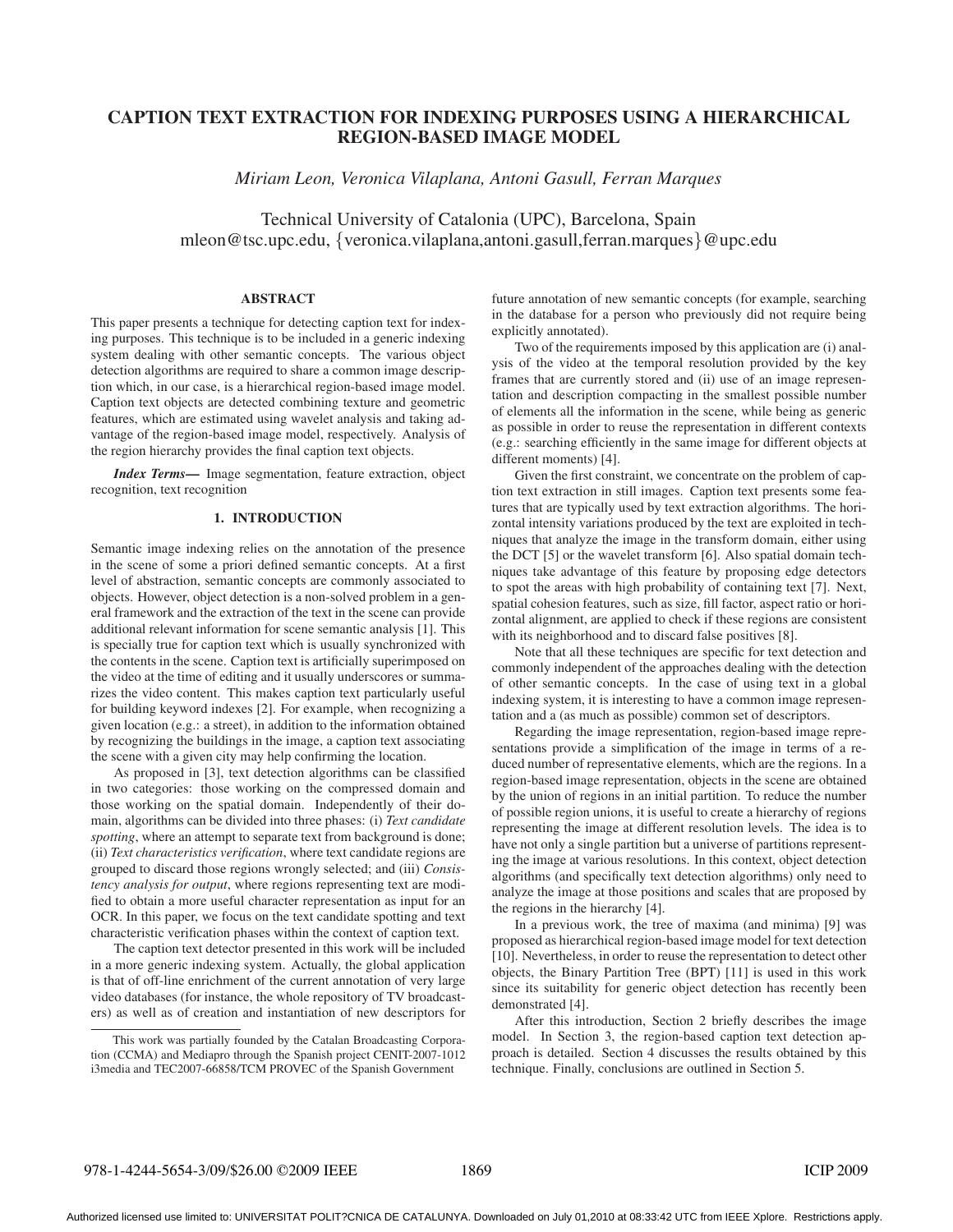# CAPTION TEXT EXTRACTION FOR INDEXING PURPOSES USING A HIERARCHICAL REGION-BASED IMAGE MODEL

*Miriam Leon, Veronica Vilaplana, Antoni Gasull, Ferran Marques*

Technical University of Catalonia (UPC), Barcelona, Spain
mleon@tsc.upc.edu, {veronica.vilaplana,antoni.gasull,ferran.marques}@upc.edu

## ABSTRACT

This paper presents a technique for detecting caption text for indexing purposes. This technique is to be included in a generic indexing system dealing with other semantic concepts. The various object detection algorithms are required to share a common image description which, in our case, is a hierarchical region-based image model. Caption text objects are detected combining texture and geometric features, which are estimated using wavelet analysis and taking advantage of the region-based image model, respectively. Analysis of the region hierarchy provides the final caption text objects.

***Index Terms*—** Image segmentation, feature extraction, object recognition, text recognition

## 1. INTRODUCTION

Semantic image indexing relies on the annotation of the presence in the scene of some a priori defined semantic concepts. At a first level of abstraction, semantic concepts are commonly associated to objects. However, object detection is a non-solved problem in a general framework and the extraction of the text in the scene can provide additional relevant information for scene semantic analysis [1]. This is specially true for caption text which is usually synchronized with the contents in the scene. Caption text is artificially superimposed on the video at the time of editing and it usually underscores or summarizes the video content. This makes caption text particularly useful for building keyword indexes [2]. For example, when recognizing a given location (e.g.: a street), in addition to the information obtained by recognizing the buildings in the image, a caption text associating the scene with a given city may help confirming the location.

As proposed in [3], text detection algorithms can be classified in two categories: those working on the compressed domain and those working on the spatial domain. Independently of their domain, algorithms can be divided into three phases: (i) *Text candidate spotting*, where an attempt to separate text from background is done; (ii) *Text characteristics verification*, where text candidate regions are grouped to discard those regions wrongly selected; and (iii) *Consistency analysis for output*, where regions representing text are modified to obtain a more useful character representation as input for an OCR. In this paper, we focus on the text candidate spotting and text characteristic verification phases within the context of caption text.

The caption text detector presented in this work will be included in a more generic indexing system. Actually, the global application is that of off-line enrichment of the current annotation of very large video databases (for instance, the whole repository of TV broadcasters) as well as of creation and instantiation of new descriptors for future annotation of new semantic concepts (for example, searching in the database for a person who previously did not require being explicitly annotated).

Two of the requirements imposed by this application are (i) analysis of the video at the temporal resolution provided by the key frames that are currently stored and (ii) use of an image representation and description compacting in the smallest possible number of elements all the information in the scene, while being as generic as possible in order to reuse the representation in different contexts (e.g.: searching efficiently in the same image for different objects at different moments) [4].

Given the first constraint, we concentrate on the problem of caption text extraction in still images. Caption text presents some features that are typically used by text extraction algorithms. The horizontal intensity variations produced by the text are exploited in techniques that analyze the image in the transform domain, either using the DCT [5] or the wavelet transform [6]. Also spatial domain techniques take advantage of this feature by proposing edge detectors to spot the areas with high probability of containing text [7]. Next, spatial cohesion features, such as size, fill factor, aspect ratio or horizontal alignment, are applied to check if these regions are consistent with its neighborhood and to discard false positives [8].

Note that all these techniques are specific for text detection and commonly independent of the approaches dealing with the detection of other semantic concepts. In the case of using text in a global indexing system, it is interesting to have a common image representation and a (as much as possible) common set of descriptors.

Regarding the image representation, region-based image representations provide a simplification of the image in terms of a reduced number of representative elements, which are the regions. In a region-based image representation, objects in the scene are obtained by the union of regions in an initial partition. To reduce the number of possible region unions, it is useful to create a hierarchy of regions representing the image at different resolution levels. The idea is to have not only a single partition but a universe of partitions representing the image at various resolutions. In this context, object detection algorithms (and specifically text detection algorithms) only need to analyze the image at those positions and scales that are proposed by the regions in the hierarchy [4].

In a previous work, the tree of maxima (and minima) [9] was proposed as hierarchical region-based image model for text detection [10]. Nevertheless, in order to reuse the representation to detect other objects, the Binary Partition Tree (BPT) [11] is used in this work since its suitability for generic object detection has recently been demonstrated [4].

After this introduction, Section 2 briefly describes the image model. In Section 3, the region-based caption text detection approach is detailed. Section 4 discusses the results obtained by this technique. Finally, conclusions are outlined in Section 5.

This work was partially founded by the Catalan Broadcasting Corporation (CCMA) and Mediapro through the Spanish project CENIT-2007-1012 i3media and TEC2007-66858/TCM PROVEC of the Spanish Government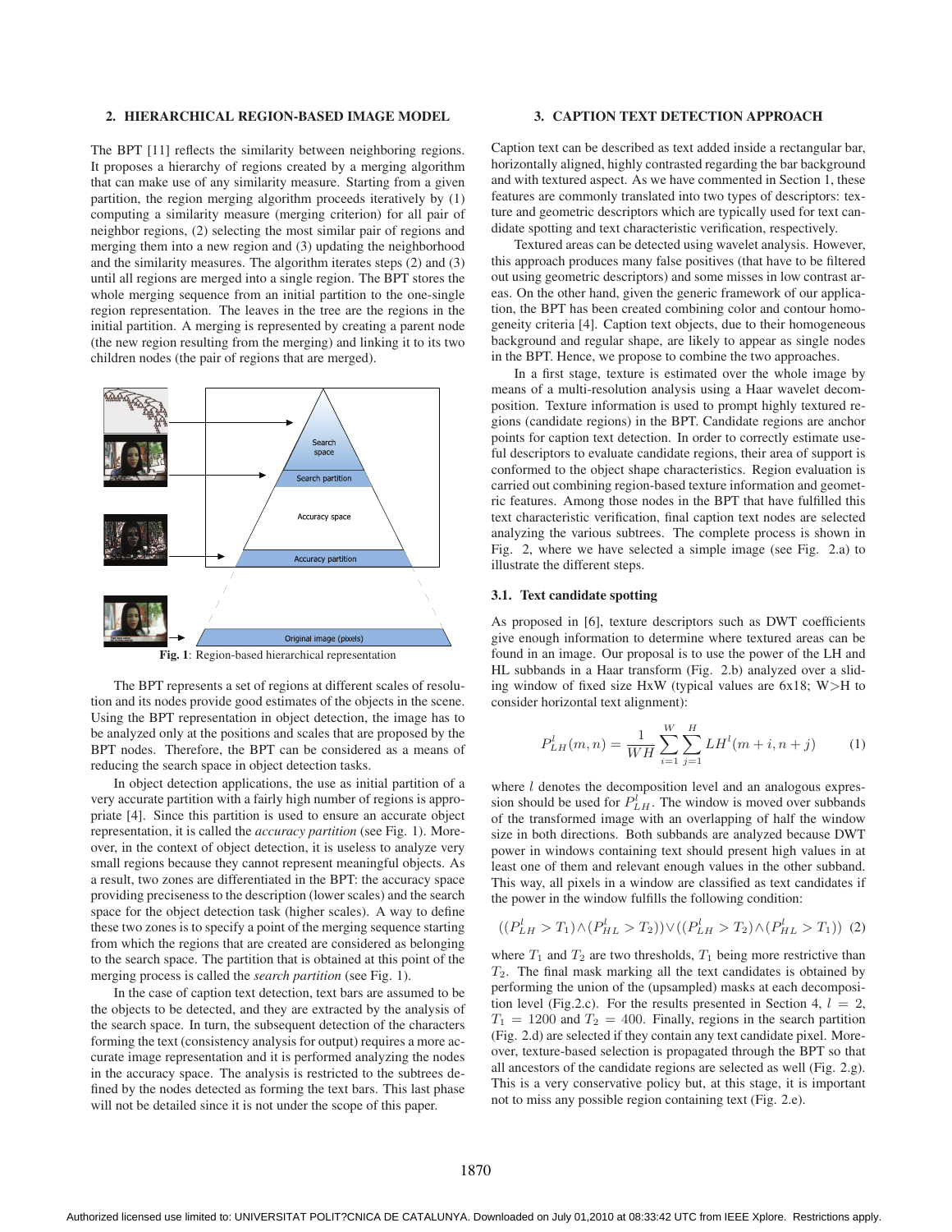## 2. HIERARCHICAL REGION-BASED IMAGE MODEL

The BPT [11] reflects the similarity between neighboring regions. It proposes a hierarchy of regions created by a merging algorithm that can make use of any similarity measure. Starting from a given partition, the region merging algorithm proceeds iteratively by (1) computing a similarity measure (merging criterion) for all pair of neighbor regions, (2) selecting the most similar pair of regions and merging them into a new region and (3) updating the neighborhood and the similarity measures. The algorithm iterates steps (2) and (3) until all regions are merged into a single region. The BPT stores the whole merging sequence from an initial partition to the one-single region representation. The leaves in the tree are the regions in the initial partition. A merging is represented by creating a parent node (the new region resulting from the merging) and linking it to its two children nodes (the pair of regions that are merged).

**Fig. 1**: Region-based hierarchical representation

The BPT represents a set of regions at different scales of resolution and its nodes provide good estimates of the objects in the scene. Using the BPT representation in object detection, the image has to be analyzed only at the positions and scales that are proposed by the BPT nodes. Therefore, the BPT can be considered as a means of reducing the search space in object detection tasks.

In object detection applications, the use as initial partition of a very accurate partition with a fairly high number of regions is appropriate [4]. Since this partition is used to ensure an accurate object representation, it is called the *accuracy partition* (see Fig. 1). Moreover, in the context of object detection, it is useless to analyze very small regions because they cannot represent meaningful objects. As a result, two zones are differentiated in the BPT: the accuracy space providing preciseness to the description (lower scales) and the search space for the object detection task (higher scales). A way to define these two zones is to specify a point of the merging sequence starting from which the regions that are created are considered as belonging to the search space. The partition that is obtained at this point of the merging process is called the *search partition* (see Fig. 1).

In the case of caption text detection, text bars are assumed to be the objects to be detected, and they are extracted by the analysis of the search space. In turn, the subsequent detection of the characters forming the text (consistency analysis for output) requires a more accurate image representation and it is performed analyzing the nodes in the accuracy space. The analysis is restricted to the subtrees defined by the nodes detected as forming the text bars. This last phase will not be detailed since it is not under the scope of this paper.

## 3. CAPTION TEXT DETECTION APPROACH

Caption text can be described as text added inside a rectangular bar, horizontally aligned, highly contrasted regarding the bar background and with textured aspect. As we have commented in Section 1, these features are commonly translated into two types of descriptors: texture and geometric descriptors which are typically used for text candidate spotting and text characteristic verification, respectively.

Textured areas can be detected using wavelet analysis. However, this approach produces many false positives (that have to be filtered out using geometric descriptors) and some misses in low contrast areas. On the other hand, given the generic framework of our application, the BPT has been created combining color and contour homogeneity criteria [4]. Caption text objects, due to their homogeneous background and regular shape, are likely to appear as single nodes in the BPT. Hence, we propose to combine the two approaches.

In a first stage, texture is estimated over the whole image by means of a multi-resolution analysis using a Haar wavelet decomposition. Texture information is used to prompt highly textured regions (candidate regions) in the BPT. Candidate regions are anchor points for caption text detection. In order to correctly estimate useful descriptors to evaluate candidate regions, their area of support is conformed to the object shape characteristics. Region evaluation is carried out combining region-based texture information and geometric features. Among those nodes in the BPT that have fulfilled this text characteristic verification, final caption text nodes are selected analyzing the various subtrees. The complete process is shown in Fig. 2, where we have selected a simple image (see Fig. 2.a) to illustrate the different steps.

### 3.1. Text candidate spotting

As proposed in [6], texture descriptors such as DWT coefficients give enough information to determine where textured areas can be found in an image. Our proposal is to use the power of the LH and HL subbands in a Haar transform (Fig. 2.b) analyzed over a sliding window of fixed size HxW (typical values are 6x18; W>H to consider horizontal text alignment):

$$P^l_{LH}(m,n) = \frac{1}{WH}\sum_{i=1}^{W}\sum_{j=1}^{H} LH^l(m+i, n+j) \qquad (1)$$

where $l$ denotes the decomposition level and an analogous expression should be used for $P^l_{LH}$. The window is moved over subbands of the transformed image with an overlapping of half the window size in both directions. Both subbands are analyzed because DWT power in windows containing text should present high values in at least one of them and relevant enough values in the other subband. This way, all pixels in a window are classified as text candidates if the power in the window fulfills the following condition:

$$((P^l_{LH} > T_1) \wedge (P^l_{HL} > T_2)) \vee ((P^l_{LH} > T_2) \wedge (P^l_{HL} > T_1)) \quad (2)$$

where $T_1$ and $T_2$ are two thresholds, $T_1$ being more restrictive than $T_2$. The final mask marking all the text candidates is obtained by performing the union of the (upsampled) masks at each decomposition level (Fig.2.c). For the results presented in Section 4, $l = 2$, $T_1 = 1200$ and $T_2 = 400$. Finally, regions in the search partition (Fig. 2.d) are selected if they contain any text candidate pixel. Moreover, texture-based selection is propagated through the BPT so that all ancestors of the candidate regions are selected as well (Fig. 2.g). This is a very conservative policy but, at this stage, it is important not to miss any possible region containing text (Fig. 2.e).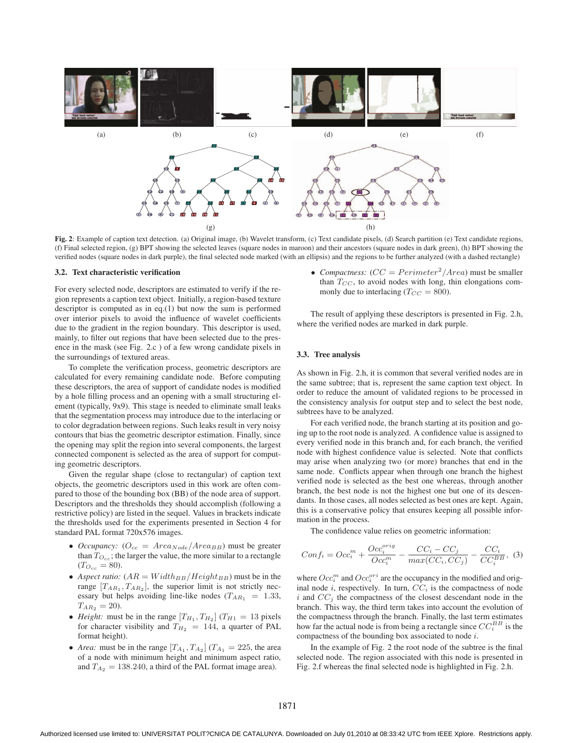**Fig. 2**: Example of caption text detection. (a) Original image, (b) Wavelet transform, (c) Text candidate pixels, (d) Search partition (e) Text candidate regions, (f) Final selected region, (g) BPT showing the selected leaves (square nodes in maroon) and their ancestors (square nodes in dark green), (h) BPT showing the verified nodes (square nodes in dark purple), the final selected node marked (with an ellipsis) and the regions to be further analyzed (with a dashed rectangle)

### 3.2. Text characteristic verification

For every selected node, descriptors are estimated to verify if the region represents a caption text object. Initially, a region-based texture descriptor is computed as in eq.(1) but now the sum is performed over interior pixels to avoid the influence of wavelet coefficients due to the gradient in the region boundary. This descriptor is used, mainly, to filter out regions that have been selected due to the presence in the mask (see Fig. 2.c ) of a few wrong candidate pixels in the surroundings of textured areas.

To complete the verification process, geometric descriptors are calculated for every remaining candidate node. Before computing these descriptors, the area of support of candidate nodes is modified by a hole filling process and an opening with a small structuring element (typically, 9x9). This stage is needed to eliminate small leaks that the segmentation process may introduce due to the interlacing or to color degradation between regions. Such leaks result in very noisy contours that bias the geometric descriptor estimation. Finally, since the opening may split the region into several components, the largest connected component is selected as the area of support for computing geometric descriptors.

Given the regular shape (close to rectangular) of caption text objects, the geometric descriptors used in this work are often compared to those of the bounding box (BB) of the node area of support. Descriptors and the thresholds they should accomplish (following a restrictive policy) are listed in the sequel. Values in brackets indicate the thresholds used for the experiments presented in Section 4 for standard PAL format 720x576 images.

- *Occupancy:* ($O_{cc} = Area_{Node}/Area_{BB}$) must be greater than $T_{O_{cc}}$; the larger the value, the more similar to a rectangle ($T_{O_{cc}} = 80$).
- *Aspect ratio:* ($AR = Width_{BB}/Height_{BB}$) must be in the range $[T_{AR_1}, T_{AR_2}]$, the superior limit is not strictly necessary but helps avoiding line-like nodes ($T_{AR_1} = 1.33$, $T_{AR_2} = 20$).
- *Height:* must be in the range $[T_{H_1}, T_{H_2}]$ ($T_{H1} = 13$ pixels for character visibility and $T_{H_2} = 144$, a quarter of PAL format height).
- *Area:* must be in the range $[T_{A_1}, T_{A_2}]$ ($T_{A_1} = 225$, the area of a node with minimum height and minimum aspect ratio, and $T_{A_2} = 138.240$, a third of the PAL format image area).
- *Compactness:* ($CC = Perimeter^2/Area$) must be smaller than $T_{CC}$, to avoid nodes with long, thin elongations commonly due to interlacing ($T_{CC} = 800$).

The result of applying these descriptors is presented in Fig. 2.h, where the verified nodes are marked in dark purple.

### 3.3. Tree analysis

As shown in Fig. 2.h, it is common that several verified nodes are in the same subtree; that is, represent the same caption text object. In order to reduce the amount of validated regions to be processed in the consistency analysis for output step and to select the best node, subtrees have to be analyzed.

For each verified node, the branch starting at its position and going up to the root node is analyzed. A confidence value is assigned to every verified node in this branch and, for each branch, the verified node with highest confidence value is selected. Note that conflicts may arise when analyzing two (or more) branches that end in the same node. Conflicts appear when through one branch the highest verified node is selected as the best one whereas, through another branch, the best node is not the highest one but one of its descendants. In those cases, all nodes selected as best ones are kept. Again, this is a conservative policy that ensures keeping all possible information in the process.

The confidence value relies on geometric information:

$$Conf_i = Occ_i^m + \frac{Occ_i^{orig}}{Occ_i^m} - \frac{CC_i - CC_j}{max(CC_i, CC_j)} - \frac{CC_i}{CC_i^{BB}}, \quad (3)$$

where $Occ_i^m$ and $Occ_i^{ori}$ are the occupancy in the modified and original node $i$, respectively. In turn, $CC_i$ is the compactness of node $i$ and $CC_j$ the compactness of the closest descendant node in the branch. This way, the third term takes into account the evolution of the compactness through the branch. Finally, the last term estimates how far the actual node is from being a rectangle since $CC_i^{BB}$ is the compactness of the bounding box associated to node $i$.

In the example of Fig. 2 the root node of the subtree is the final selected node. The region associated with this node is presented in Fig. 2.f whereas the final selected node is highlighted in Fig. 2.h.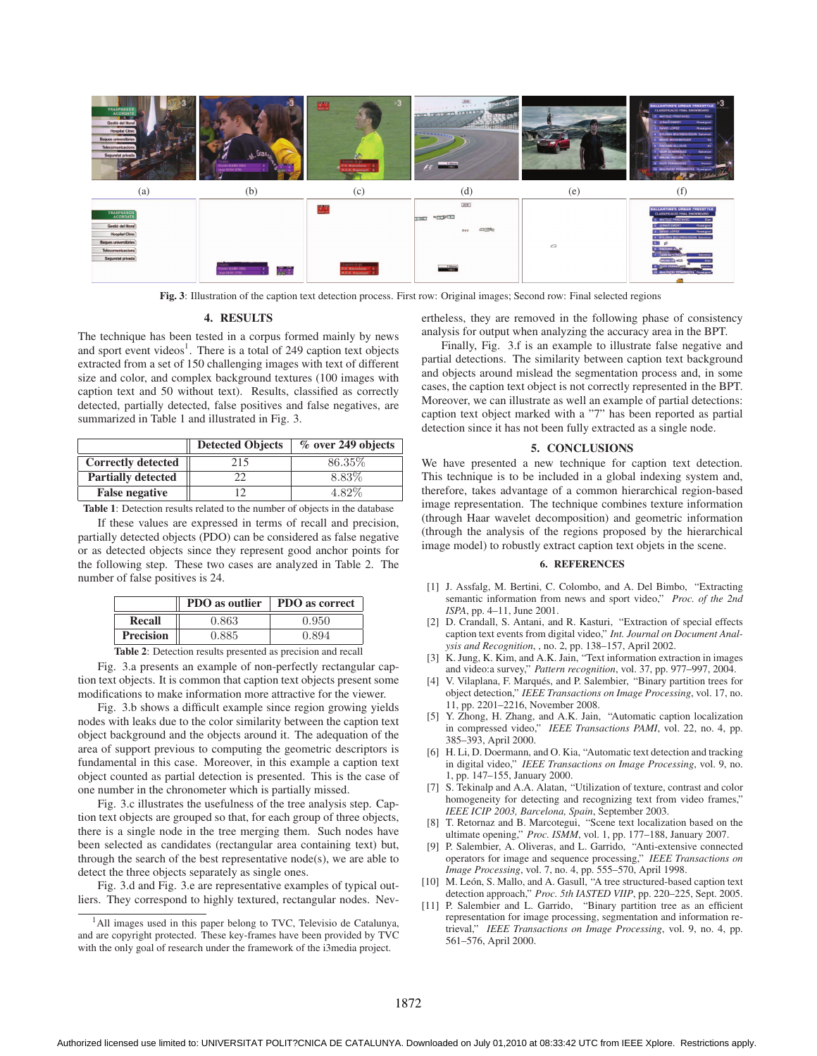(a) (b) (c) (d) (e) (f)

**Fig. 3**: Illustration of the caption text detection process. First row: Original images; Second row: Final selected regions

## 4. RESULTS

The technique has been tested in a corpus formed mainly by news and sport event videos[1]. There is a total of 249 caption text objects extracted from a set of 150 challenging images with text of different size and color, and complex background textures (100 images with caption text and 50 without text). Results, classified as correctly detected, partially detected, false positives and false negatives, are summarized in Table 1 and illustrated in Fig. 3.

| | Detected Objects | % over 249 objects |
|---|---|---|
| **Correctly detected** | 215 | 86.35% |
| **Partially detected** | 22 | 8.83% |
| **False negative** | 12 | 4.82% |

**Table 1**: Detection results related to the number of objects in the database

If these values are expressed in terms of recall and precision, partially detected objects (PDO) can be considered as false negative or as detected objects since they represent good anchor points for the following step. These two cases are analyzed in Table 2. The number of false positives is 24.

| | PDO as outlier | PDO as correct |
|---|---|---|
| **Recall** | 0.863 | 0.950 |
| **Precision** | 0.885 | 0.894 |

**Table 2**: Detection results presented as precision and recall

Fig. 3.a presents an example of non-perfectly rectangular caption text objects. It is common that caption text objects present some modifications to make information more attractive for the viewer.

Fig. 3.b shows a difficult example since region growing yields nodes with leaks due to the color similarity between the caption text object background and the objects around it. The adequation of the area of support previous to computing the geometric descriptors is fundamental in this case. Moreover, in this example a caption text object counted as partial detection is presented. This is the case of one number in the chronometer which is partially missed.

Fig. 3.c illustrates the usefulness of the tree analysis step. Caption text objects are grouped so that, for each group of three objects, there is a single node in the tree merging them. Such nodes have been selected as candidates (rectangular area containing text) but, through the search of the best representative node(s), we are able to detect the three objects separately as single ones.

Fig. 3.d and Fig. 3.e are representative examples of typical outliers. They correspond to highly textured, rectangular nodes. Nevertheless, they are removed in the following phase of consistency analysis for output when analyzing the accuracy area in the BPT.

Finally, Fig. 3.f is an example to illustrate false negative and partial detections. The similarity between caption text background and objects around mislead the segmentation process and, in some cases, the caption text object is not correctly represented in the BPT. Moreover, we can illustrate as well an example of partial detections: caption text object marked with a "7" has been reported as partial detection since it has not been fully extracted as a single node.

[1]All images used in this paper belong to TVC, Televisio de Catalunya, and are copyright protected. These key-frames have been provided by TVC with the only goal of research under the framework of the i3media project.

## 5. CONCLUSIONS

We have presented a new technique for caption text detection. This technique is to be included in a global indexing system and, therefore, takes advantage of a common hierarchical region-based image representation. The technique combines texture information (through Haar wavelet decomposition) and geometric information (through the analysis of the regions proposed by the hierarchical image model) to robustly extract caption text objets in the scene.

## 6. REFERENCES

[1] J. Assfalg, M. Bertini, C. Colombo, and A. Del Bimbo, "Extracting semantic information from news and sport video," *Proc. of the 2nd ISPA*, pp. 4–11, June 2001.

[2] D. Crandall, S. Antani, and R. Kasturi, "Extraction of special effects caption text events from digital video," *Int. Journal on Document Analysis and Recognition*, , no. 2, pp. 138–157, April 2002.

[3] K. Jung, K. Kim, and A.K. Jain, "Text information extraction in images and video:a survey," *Pattern recognition*, vol. 37, pp. 977–997, 2004.

[4] V. Vilaplana, F. Marqués, and P. Salembier, "Binary partition trees for object detection," *IEEE Transactions on Image Processing*, vol. 17, no. 11, pp. 2201–2216, November 2008.

[5] Y. Zhong, H. Zhang, and A.K. Jain, "Automatic caption localization in compressed video," *IEEE Transactions PAMI*, vol. 22, no. 4, pp. 385–393, April 2000.

[6] H. Li, D. Doermann, and O. Kia, "Automatic text detection and tracking in digital video," *IEEE Transactions on Image Processing*, vol. 9, no. 1, pp. 147–155, January 2000.

[7] S. Tekinalp and A.A. Alatan, "Utilization of texture, contrast and color homogeneity for detecting and recognizing text from video frames," *IEEE ICIP 2003, Barcelona, Spain*, September 2003.

[8] T. Retornaz and B. Marcotegui, "Scene text localization based on the ultimate opening," *Proc. ISMM*, vol. 1, pp. 177–188, January 2007.

[9] P. Salembier, A. Oliveras, and L. Garrido, "Anti-extensive connected operators for image and sequence processing," *IEEE Transactions on Image Processing*, vol. 7, no. 4, pp. 555–570, April 1998.

[10] M. León, S. Mallo, and A. Gasull, "A tree structured-based caption text detection approach," *Proc. 5th IASTED VIIP*, pp. 220–225, Sept. 2005.

[11] P. Salembier and L. Garrido, "Binary partition tree as an efficient representation for image processing, segmentation and information retrieval," *IEEE Transactions on Image Processing*, vol. 9, no. 4, pp. 561–576, April 2000.